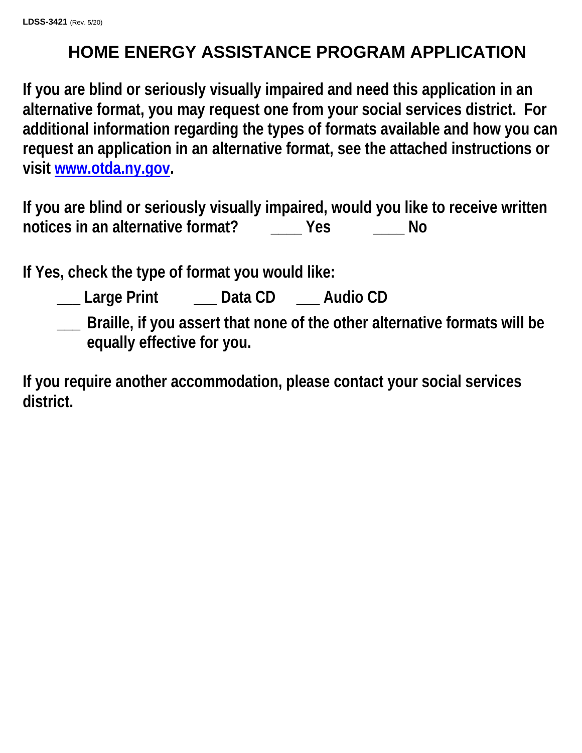LDSS-3421 (Rev. 5/20)

# HOME ENERGY ASSISTANCE PROGRAM APPLICATION

**If you are blind or seriously visually impaired and need this application in an alternative format, you may request one from your social services district. For additional information regarding the types of formats available and how you can request an application in an alternative format, see the attached instructions or visit [www.otda.ny.gov](http://www.otda.ny.gov).**

**If you are blind or seriously visually impaired, would you like to receive written notices in an alternative format? ____ Yes ____ No**

**If Yes, check the type of format you would like:**

- **___ Large Print ___ Data CD ___ Audio CD**
- **___ Braille, if you assert that none of the other alternative formats will be equally effective for you.**

**If you require another accommodation, please contact your social services district.**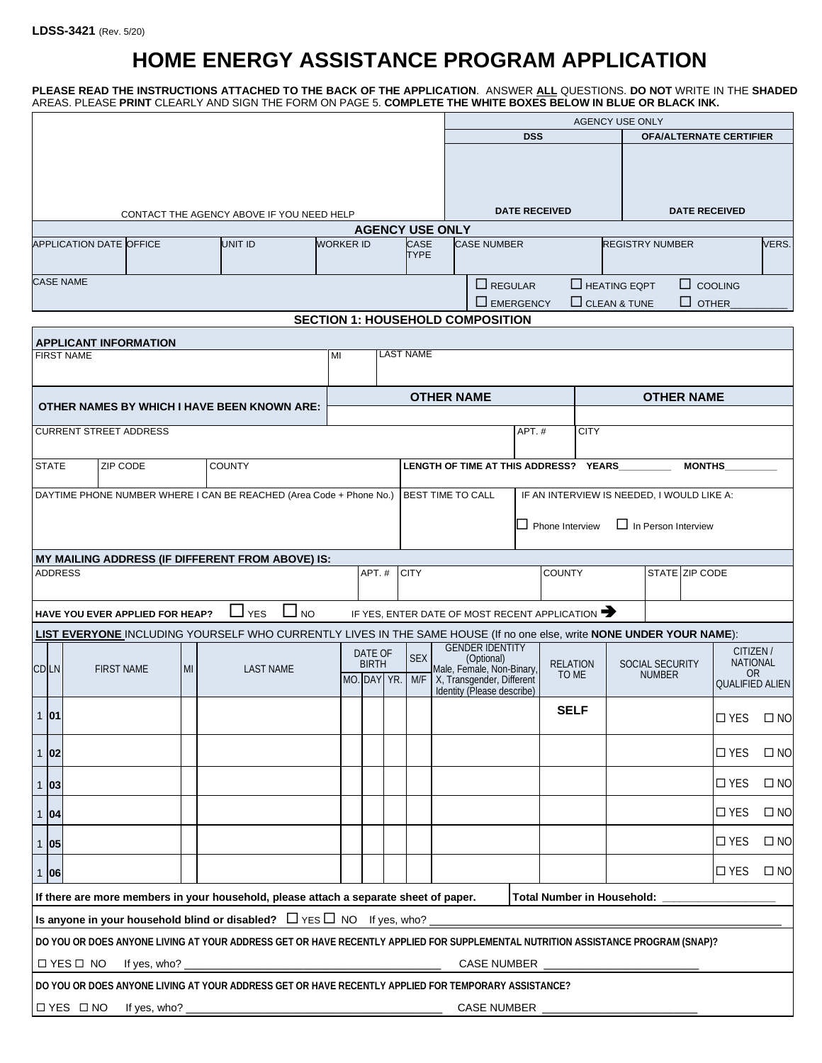LDSS-3421 (Rev. 5/20)

# HOME ENERGY ASSISTANCE PROGRAM APPLICATION

**PLEASE READ THE INSTRUCTIONS ATTACHED TO THE BACK OF THE APPLICATION**. ANSWER **ALL** QUESTIONS. **DO NOT** WRITE IN THE **SHADED** AREAS. PLEASE **PRINT** CLEARLY AND SIGN THE FORM ON PAGE 5. **COMPLETE THE WHITE BOXES BELOW IN BLUE OR BLACK INK.**

| | AGENCY USE ONLY | |
|---|---|---|
| | **DSS** | **OFA/ALTERNATE CERTIFIER** |
| CONTACT THE AGENCY ABOVE IF YOU NEED HELP | **DATE RECEIVED** | **DATE RECEIVED** |

**AGENCY USE ONLY**

| APPLICATION DATE | OFFICE | UNIT ID | WORKER ID | CASE TYPE | CASE NUMBER | REGISTRY NUMBER | VERS. |
|---|---|---|---|---|---|---|---|
| | | | | | | | |

CASE NAME

☐ REGULAR ☐ HEATING EQPT ☐ COOLING
☐ EMERGENCY ☐ CLEAN & TUNE ☐ OTHER__________

## SECTION 1: HOUSEHOLD COMPOSITION

**APPLICANT INFORMATION**

| FIRST NAME | MI | LAST NAME |
|---|---|---|
| | | |

| **OTHER NAMES BY WHICH I HAVE BEEN KNOWN ARE:** | **OTHER NAME** | **OTHER NAME** |
|---|---|---|
| | | |

| CURRENT STREET ADDRESS | APT. # | CITY |
|---|---|---|
| | | |

| STATE | ZIP CODE | COUNTY | LENGTH OF TIME AT THIS ADDRESS? YEARS_________ MONTHS_________ |
|---|---|---|---|
| | | | |

| DAYTIME PHONE NUMBER WHERE I CAN BE REACHED (Area Code + Phone No.) | BEST TIME TO CALL | IF AN INTERVIEW IS NEEDED, I WOULD LIKE A: ☐ Phone Interview ☐ In Person Interview |
|---|---|---|
| | | |

**MY MAILING ADDRESS (IF DIFFERENT FROM ABOVE) IS:**

| ADDRESS | APT. # | CITY | COUNTY | STATE | ZIP CODE |
|---|---|---|---|---|---|
| | | | | | |

**HAVE YOU EVER APPLIED FOR HEAP?** ☐ YES ☐ NO IF YES, ENTER DATE OF MOST RECENT APPLICATION ➔

**LIST EVERYONE** INCLUDING YOURSELF WHO CURRENTLY LIVES IN THE SAME HOUSE (If no one else, write **NONE UNDER YOUR NAME**):

| CD | LN | FIRST NAME | MI | LAST NAME | DATE OF BIRTH MO. | DAY | YR. | SEX M/F | GENDER IDENTITY (Optional) Male, Female, Non-Binary, X, Transgender, Different Identity (Please describe) | RELATION TO ME | SOCIAL SECURITY NUMBER | CITIZEN / NATIONAL OR QUALIFIED ALIEN |
|---|---|---|---|---|---|---|---|---|---|---|---|---|
| 1 | **01** | | | | | | | | | **SELF** | | ☐ YES ☐ NO |
| 1 | **02** | | | | | | | | | | | ☐ YES ☐ NO |
| 1 | **03** | | | | | | | | | | | ☐ YES ☐ NO |
| 1 | **04** | | | | | | | | | | | ☐ YES ☐ NO |
| 1 | **05** | | | | | | | | | | | ☐ YES ☐ NO |
| 1 | **06** | | | | | | | | | | | ☐ YES ☐ NO |

**If there are more members in your household, please attach a separate sheet of paper.** **Total Number in Household:** ___________________

**Is anyone in your household blind or disabled?** ☐ YES ☐ NO If yes, who? ________________________________

**DO YOU OR DOES ANYONE LIVING AT YOUR ADDRESS GET OR HAVE RECENTLY APPLIED FOR SUPPLEMENTAL NUTRITION ASSISTANCE PROGRAM (SNAP)?**

☐ YES ☐ NO If yes, who? ________________________________ CASE NUMBER ________________________

**DO YOU OR DOES ANYONE LIVING AT YOUR ADDRESS GET OR HAVE RECENTLY APPLIED FOR TEMPORARY ASSISTANCE?**

☐ YES ☐ NO If yes, who? ________________________________ CASE NUMBER ________________________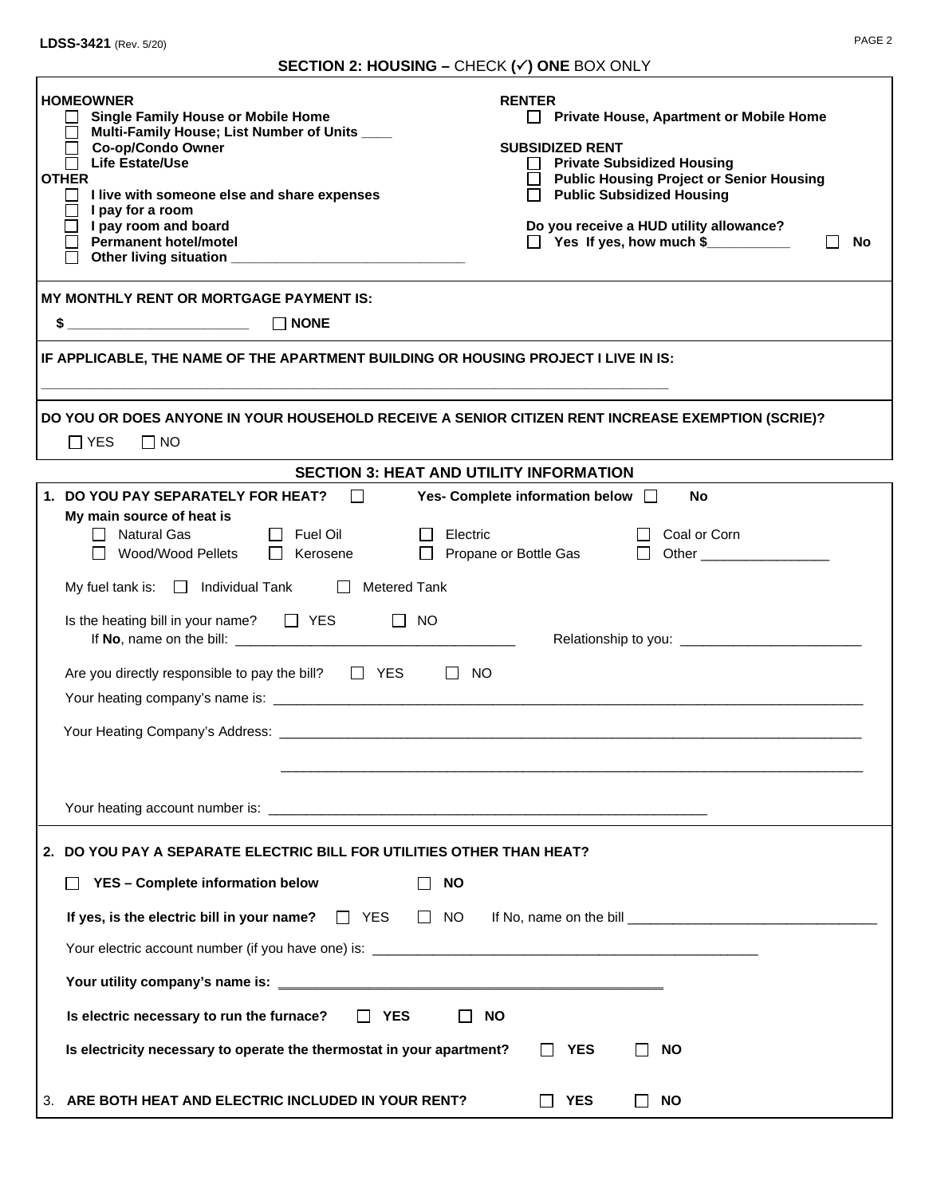LDSS-3421 (Rev. 5/20)

## SECTION 2: HOUSING – CHECK (✓) ONE BOX ONLY

**HOMEOWNER**
- ☐ **Single Family House or Mobile Home**
- ☐ **Multi-Family House; List Number of Units ____**
- ☐ **Co-op/Condo Owner**
- ☐ **Life Estate/Use**

**OTHER**
- ☐ **I live with someone else and share expenses**
- ☐ **I pay for a room**
- ☐ **I pay room and board**
- ☐ **Permanent hotel/motel**
- ☐ **Other living situation ______________________________**

**RENTER**
- ☐ **Private House, Apartment or Mobile Home**

**SUBSIDIZED RENT**
- ☐ **Private Subsidized Housing**
- ☐ **Public Housing Project or Senior Housing**
- ☐ **Public Subsidized Housing**

**Do you receive a HUD utility allowance?**
☐ **Yes If yes, how much $__________** ☐ **No**

**MY MONTHLY RENT OR MORTGAGE PAYMENT IS:**

**$ ______________________** ☐ **NONE**

**IF APPLICABLE, THE NAME OF THE APARTMENT BUILDING OR HOUSING PROJECT I LIVE IN IS:**

________________________________________________________________________________

**DO YOU OR DOES ANYONE IN YOUR HOUSEHOLD RECEIVE A SENIOR CITIZEN RENT INCREASE EXEMPTION (SCRIE)?**

☐ YES ☐ NO

## SECTION 3: HEAT AND UTILITY INFORMATION

**1. DO YOU PAY SEPARATELY FOR HEAT?** ☐ **Yes- Complete information below** ☐ **No**

**My main source of heat is**

☐ Natural Gas ☐ Fuel Oil ☐ Electric ☐ Coal or Corn
☐ Wood/Wood Pellets ☐ Kerosene ☐ Propane or Bottle Gas ☐ Other ________________

My fuel tank is: ☐ Individual Tank ☐ Metered Tank

Is the heating bill in your name? ☐ YES ☐ NO
If **No**, name on the bill: ___________________________________ Relationship to you: ________________________

Are you directly responsible to pay the bill? ☐ YES ☐ NO

Your heating company's name is: ________________________________________________________________________________

Your Heating Company's Address: ________________________________________________________________________________

________________________________________________________________________________

Your heating account number is: __________________________________________________________

**2. DO YOU PAY A SEPARATE ELECTRIC BILL FOR UTILITIES OTHER THAN HEAT?**

☐ **YES – Complete information below** ☐ **NO**

**If yes, is the electric bill in your name?** ☐ YES ☐ NO If No, name on the bill ________________________________

Your electric account number (if you have one) is: ___________________________________________________

**Your utility company's name is:** ___________________________________________________

**Is electric necessary to run the furnace?** ☐ **YES** ☐ **NO**

**Is electricity necessary to operate the thermostat in your apartment?** ☐ **YES** ☐ **NO**

3. **ARE BOTH HEAT AND ELECTRIC INCLUDED IN YOUR RENT?** ☐ **YES** ☐ **NO**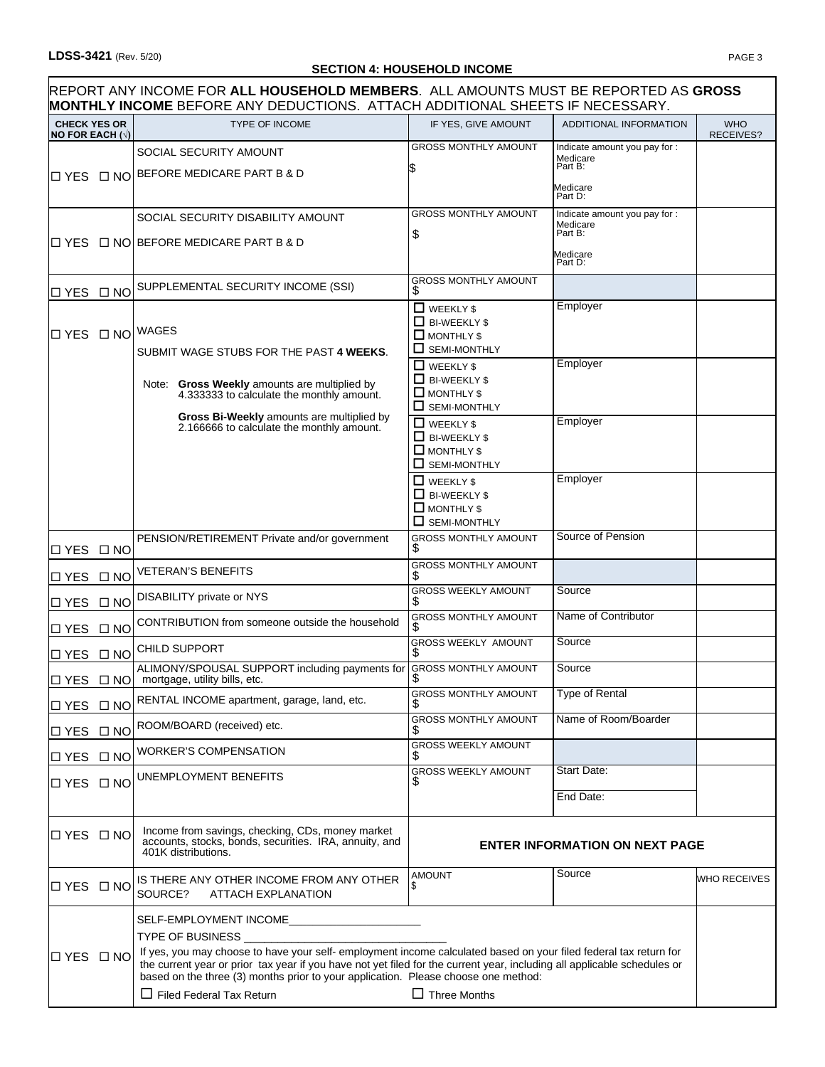## SECTION 4: HOUSEHOLD INCOME

REPORT ANY INCOME FOR **ALL HOUSEHOLD MEMBERS**. ALL AMOUNTS MUST BE REPORTED AS **GROSS MONTHLY INCOME** BEFORE ANY DEDUCTIONS. ATTACH ADDITIONAL SHEETS IF NECESSARY.

| CHECK YES OR NO FOR EACH (√) | TYPE OF INCOME | IF YES, GIVE AMOUNT | ADDITIONAL INFORMATION | WHO RECEIVES? |
|---|---|---|---|---|
| ☐ YES ☐ NO | SOCIAL SECURITY AMOUNT BEFORE MEDICARE PART B & D | GROSS MONTHLY AMOUNT $ | Indicate amount you pay for : Medicare Part B: Medicare Part D: | |
| ☐ YES ☐ NO | SOCIAL SECURITY DISABILITY AMOUNT BEFORE MEDICARE PART B & D | GROSS MONTHLY AMOUNT $ | Indicate amount you pay for : Medicare Part B: Medicare Part D: | |
| ☐ YES ☐ NO | SUPPLEMENTAL SECURITY INCOME (SSI) | GROSS MONTHLY AMOUNT $ | | |
| ☐ YES ☐ NO | WAGES<br>SUBMIT WAGE STUBS FOR THE PAST **4 WEEKS**.<br>Note: **Gross Weekly** amounts are multiplied by 4.333333 to calculate the monthly amount.<br>**Gross Bi-Weekly** amounts are multiplied by 2.166666 to calculate the monthly amount. | ☐ WEEKLY $ ☐ BI-WEEKLY $ ☐ MONTHLY $ ☐ SEMI-MONTHLY | Employer | |
| | | ☐ WEEKLY $ ☐ BI-WEEKLY $ ☐ MONTHLY $ ☐ SEMI-MONTHLY | Employer | |
| | | ☐ WEEKLY $ ☐ BI-WEEKLY $ ☐ MONTHLY $ ☐ SEMI-MONTHLY | Employer | |
| | | ☐ WEEKLY $ ☐ BI-WEEKLY $ ☐ MONTHLY $ ☐ SEMI-MONTHLY | Employer | |
| ☐ YES ☐ NO | PENSION/RETIREMENT Private and/or government | GROSS MONTHLY AMOUNT $ | Source of Pension | |
| ☐ YES ☐ NO | VETERAN'S BENEFITS | GROSS MONTHLY AMOUNT $ | | |
| ☐ YES ☐ NO | DISABILITY private or NYS | GROSS WEEKLY AMOUNT $ | Source | |
| ☐ YES ☐ NO | CONTRIBUTION from someone outside the household | GROSS MONTHLY AMOUNT $ | Name of Contributor | |
| ☐ YES ☐ NO | CHILD SUPPORT | GROSS WEEKLY AMOUNT $ | Source | |
| ☐ YES ☐ NO | ALIMONY/SPOUSAL SUPPORT including payments for mortgage, utility bills, etc. | GROSS MONTHLY AMOUNT $ | Source | |
| ☐ YES ☐ NO | RENTAL INCOME apartment, garage, land, etc. | GROSS MONTHLY AMOUNT $ | Type of Rental | |
| ☐ YES ☐ NO | ROOM/BOARD (received) etc. | GROSS MONTHLY AMOUNT $ | Name of Room/Boarder | |
| ☐ YES ☐ NO | WORKER'S COMPENSATION | GROSS WEEKLY AMOUNT $ | | |
| ☐ YES ☐ NO | UNEMPLOYMENT BENEFITS | GROSS WEEKLY AMOUNT $ | Start Date: End Date: | |
| ☐ YES ☐ NO | Income from savings, checking, CDs, money market accounts, stocks, bonds, securities. IRA, annuity, and 401K distributions. | **ENTER INFORMATION ON NEXT PAGE** | | |
| ☐ YES ☐ NO | IS THERE ANY OTHER INCOME FROM ANY OTHER SOURCE? ATTACH EXPLANATION | AMOUNT $ | Source | WHO RECEIVES |
| ☐ YES ☐ NO | SELF-EMPLOYMENT INCOME____________________<br>TYPE OF BUSINESS ______________________________<br>If yes, you may choose to have your self- employment income calculated based on your filed federal tax return for the current year or prior tax year if you have not yet filed for the current year, including all applicable schedules or based on the three (3) months prior to your application. Please choose one method:<br>☐ Filed Federal Tax Return ☐ Three Months | | | |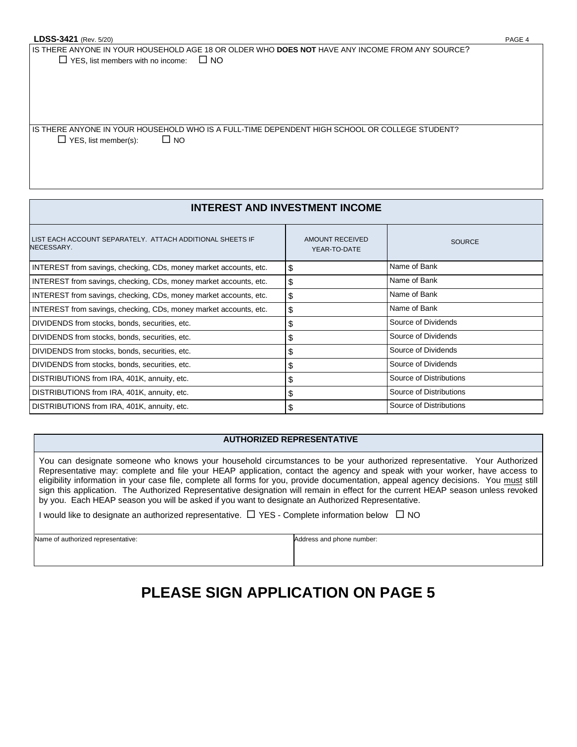IS THERE ANYONE IN YOUR HOUSEHOLD AGE 18 OR OLDER WHO **DOES NOT** HAVE ANY INCOME FROM ANY SOURCE?

☐ YES, list members with no income: ☐ NO

IS THERE ANYONE IN YOUR HOUSEHOLD WHO IS A FULL-TIME DEPENDENT HIGH SCHOOL OR COLLEGE STUDENT?

☐ YES, list member(s): ☐ NO

## INTEREST AND INVESTMENT INCOME

| LIST EACH ACCOUNT SEPARATELY. ATTACH ADDITIONAL SHEETS IF NECESSARY. | AMOUNT RECEIVED YEAR-TO-DATE | SOURCE |
|---|---|---|
| INTEREST from savings, checking, CDs, money market accounts, etc. | $ | Name of Bank |
| INTEREST from savings, checking, CDs, money market accounts, etc. | $ | Name of Bank |
| INTEREST from savings, checking, CDs, money market accounts, etc. | $ | Name of Bank |
| INTEREST from savings, checking, CDs, money market accounts, etc. | $ | Name of Bank |
| DIVIDENDS from stocks, bonds, securities, etc. | $ | Source of Dividends |
| DIVIDENDS from stocks, bonds, securities, etc. | $ | Source of Dividends |
| DIVIDENDS from stocks, bonds, securities, etc. | $ | Source of Dividends |
| DIVIDENDS from stocks, bonds, securities, etc. | $ | Source of Dividends |
| DISTRIBUTIONS from IRA, 401K, annuity, etc. | $ | Source of Distributions |
| DISTRIBUTIONS from IRA, 401K, annuity, etc. | $ | Source of Distributions |
| DISTRIBUTIONS from IRA, 401K, annuity, etc. | $ | Source of Distributions |

## AUTHORIZED REPRESENTATIVE

You can designate someone who knows your household circumstances to be your authorized representative. Your Authorized Representative may: complete and file your HEAP application, contact the agency and speak with your worker, have access to eligibility information in your case file, complete all forms for you, provide documentation, appeal agency decisions. You must still sign this application. The Authorized Representative designation will remain in effect for the current HEAP season unless revoked by you. Each HEAP season you will be asked if you want to designate an Authorized Representative.

I would like to designate an authorized representative. ☐ YES - Complete information below ☐ NO

| Name of authorized representative: | Address and phone number: |
|---|---|
| | |

# PLEASE SIGN APPLICATION ON PAGE 5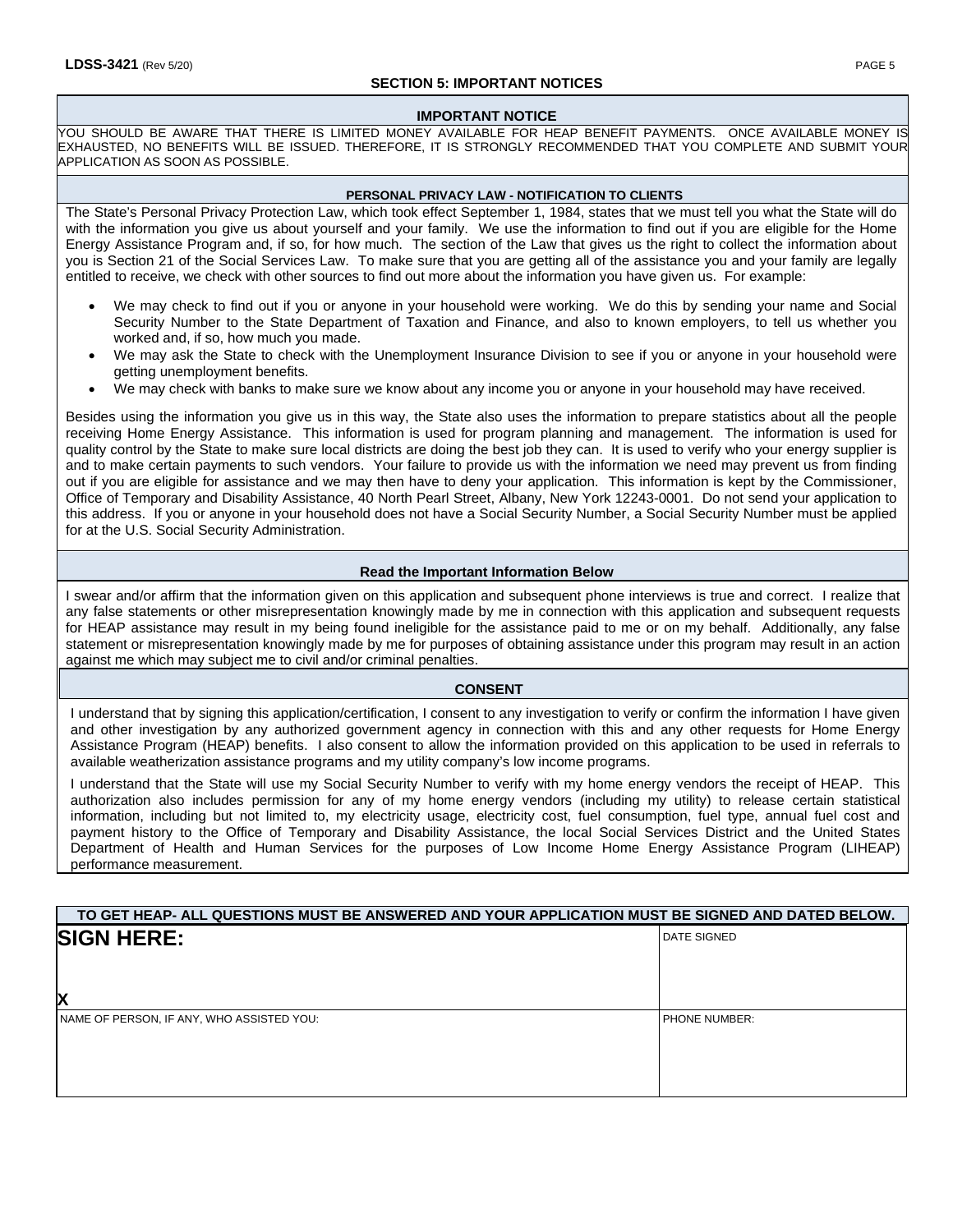## SECTION 5: IMPORTANT NOTICES

### IMPORTANT NOTICE

YOU SHOULD BE AWARE THAT THERE IS LIMITED MONEY AVAILABLE FOR HEAP BENEFIT PAYMENTS. ONCE AVAILABLE MONEY IS EXHAUSTED, NO BENEFITS WILL BE ISSUED. THEREFORE, IT IS STRONGLY RECOMMENDED THAT YOU COMPLETE AND SUBMIT YOUR APPLICATION AS SOON AS POSSIBLE.

### PERSONAL PRIVACY LAW - NOTIFICATION TO CLIENTS

The State's Personal Privacy Protection Law, which took effect September 1, 1984, states that we must tell you what the State will do with the information you give us about yourself and your family. We use the information to find out if you are eligible for the Home Energy Assistance Program and, if so, for how much. The section of the Law that gives us the right to collect the information about you is Section 21 of the Social Services Law. To make sure that you are getting all of the assistance you and your family are legally entitled to receive, we check with other sources to find out more about the information you have given us. For example:

- We may check to find out if you or anyone in your household were working. We do this by sending your name and Social Security Number to the State Department of Taxation and Finance, and also to known employers, to tell us whether you worked and, if so, how much you made.
- We may ask the State to check with the Unemployment Insurance Division to see if you or anyone in your household were getting unemployment benefits.
- We may check with banks to make sure we know about any income you or anyone in your household may have received.

Besides using the information you give us in this way, the State also uses the information to prepare statistics about all the people receiving Home Energy Assistance. This information is used for program planning and management. The information is used for quality control by the State to make sure local districts are doing the best job they can. It is used to verify who your energy supplier is and to make certain payments to such vendors. Your failure to provide us with the information we need may prevent us from finding out if you are eligible for assistance and we may then have to deny your application. This information is kept by the Commissioner, Office of Temporary and Disability Assistance, 40 North Pearl Street, Albany, New York 12243-0001. Do not send your application to this address. If you or anyone in your household does not have a Social Security Number, a Social Security Number must be applied for at the U.S. Social Security Administration.

### Read the Important Information Below

I swear and/or affirm that the information given on this application and subsequent phone interviews is true and correct. I realize that any false statements or other misrepresentation knowingly made by me in connection with this application and subsequent requests for HEAP assistance may result in my being found ineligible for the assistance paid to me or on my behalf. Additionally, any false statement or misrepresentation knowingly made by me for purposes of obtaining assistance under this program may result in an action against me which may subject me to civil and/or criminal penalties.

### CONSENT

I understand that by signing this application/certification, I consent to any investigation to verify or confirm the information I have given and other investigation by any authorized government agency in connection with this and any other requests for Home Energy Assistance Program (HEAP) benefits. I also consent to allow the information provided on this application to be used in referrals to available weatherization assistance programs and my utility company's low income programs.

I understand that the State will use my Social Security Number to verify with my home energy vendors the receipt of HEAP. This authorization also includes permission for any of my home energy vendors (including my utility) to release certain statistical information, including but not limited to, my electricity usage, electricity cost, fuel consumption, fuel type, annual fuel cost and payment history to the Office of Temporary and Disability Assistance, the local Social Services District and the United States Department of Health and Human Services for the purposes of Low Income Home Energy Assistance Program (LIHEAP) performance measurement.

**TO GET HEAP- ALL QUESTIONS MUST BE ANSWERED AND YOUR APPLICATION MUST BE SIGNED AND DATED BELOW.**

| **SIGN HERE:**<br><br>**X** | DATE SIGNED |
|---|---|
| NAME OF PERSON, IF ANY, WHO ASSISTED YOU: | PHONE NUMBER: |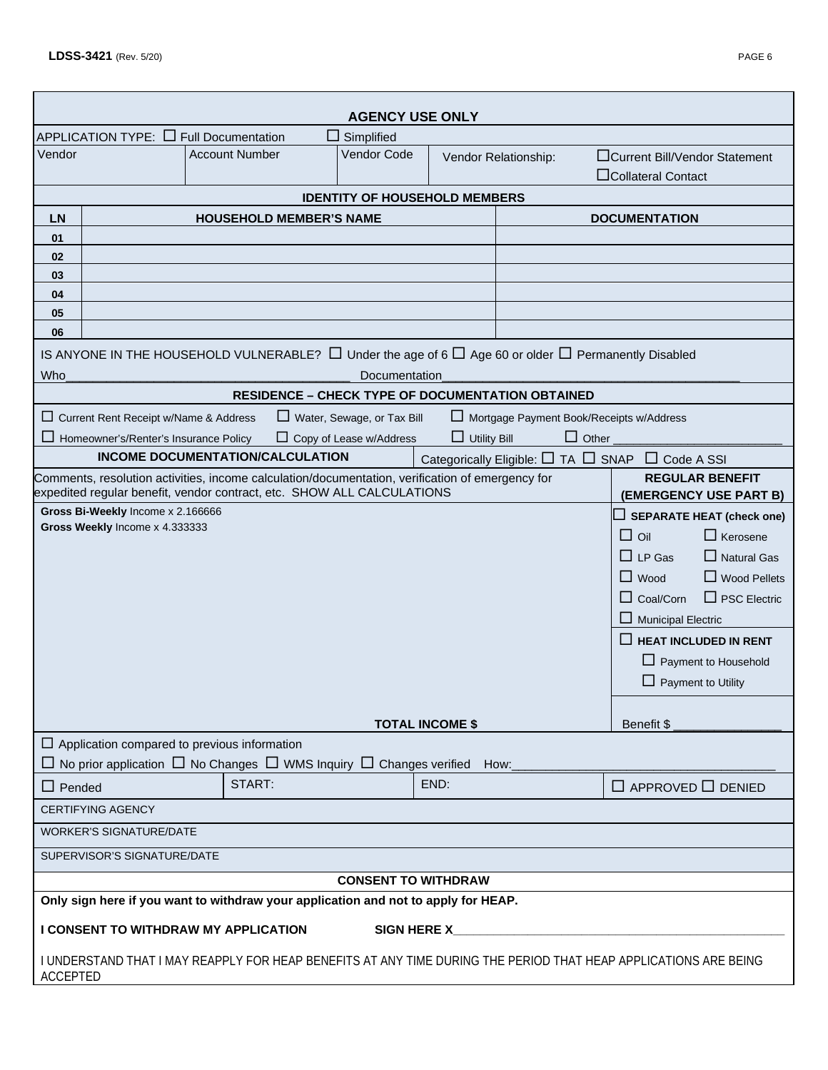## AGENCY USE ONLY

APPLICATION TYPE: ☐ Full Documentation ☐ Simplified

| Vendor | Account Number | Vendor Code | Vendor Relationship: | ☐ Current Bill/Vendor Statement ☐ Collateral Contact |
|---|---|---|---|---|
| | | | | |

### IDENTITY OF HOUSEHOLD MEMBERS

| LN | HOUSEHOLD MEMBER'S NAME | DOCUMENTATION |
|---|---|---|
| 01 | | |
| 02 | | |
| 03 | | |
| 04 | | |
| 05 | | |
| 06 | | |

IS ANYONE IN THE HOUSEHOLD VULNERABLE? ☐ Under the age of 6 ☐ Age 60 or older ☐ Permanently Disabled

Who________________________________________ Documentation____________________________________________

### RESIDENCE – CHECK TYPE OF DOCUMENTATION OBTAINED

☐ Current Rent Receipt w/Name & Address ☐ Water, Sewage, or Tax Bill ☐ Mortgage Payment Book/Receipts w/Address

☐ Homeowner's/Renter's Insurance Policy ☐ Copy of Lease w/Address ☐ Utility Bill ☐ Other __________________________

### INCOME DOCUMENTATION/CALCULATION

Categorically Eligible: ☐ TA ☐ SNAP ☐ Code A SSI

Comments, resolution activities, income calculation/documentation, verification of emergency for expedited regular benefit, vendor contract, etc. SHOW ALL CALCULATIONS

**Gross Bi-Weekly** Income x 2.166666

**Gross Weekly** Income x 4.333333

**TOTAL INCOME $**

**REGULAR BENEFIT (EMERGENCY USE PART B)**

☐ **SEPARATE HEAT (check one)**

☐ Oil ☐ Kerosene

☐ LP Gas ☐ Natural Gas

☐ Wood ☐ Wood Pellets

☐ Coal/Corn ☐ PSC Electric

☐ Municipal Electric

☐ **HEAT INCLUDED IN RENT**

☐ Payment to Household

☐ Payment to Utility

Benefit $ _______________

☐ Application compared to previous information

☐ No prior application ☐ No Changes ☐ WMS Inquiry ☐ Changes verified How:______________________________________

| ☐ Pended | START: | END: | ☐ APPROVED ☐ DENIED |
|---|---|---|---|

CERTIFYING AGENCY

WORKER'S SIGNATURE/DATE

SUPERVISOR'S SIGNATURE/DATE

### CONSENT TO WITHDRAW

**Only sign here if you want to withdraw your application and not to apply for HEAP.**

**I CONSENT TO WITHDRAW MY APPLICATION** **SIGN HERE X**_____________________________________________________

I UNDERSTAND THAT I MAY REAPPLY FOR HEAP BENEFITS AT ANY TIME DURING THE PERIOD THAT HEAP APPLICATIONS ARE BEING ACCEPTED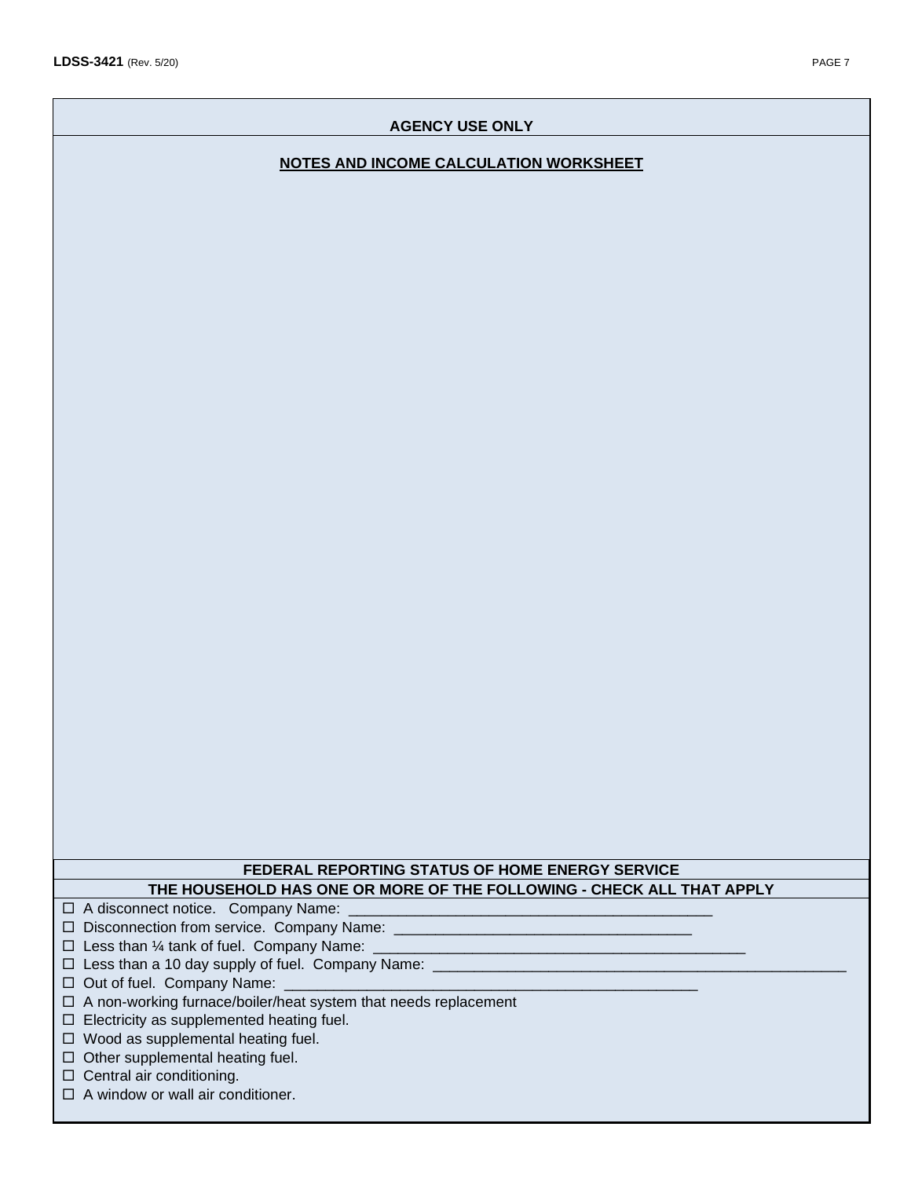## AGENCY USE ONLY

### NOTES AND INCOME CALCULATION WORKSHEET

### FEDERAL REPORTING STATUS OF HOME ENERGY SERVICE

**THE HOUSEHOLD HAS ONE OR MORE OF THE FOLLOWING - CHECK ALL THAT APPLY**

- ☐ A disconnect notice. Company Name: ___________________________________________
- ☐ Disconnection from service. Company Name: ___________________________________
- ☐ Less than ¼ tank of fuel. Company Name: _____________________________________________
- ☐ Less than a 10 day supply of fuel. Company Name: _________________________________________________
- ☐ Out of fuel. Company Name: _________________________________________________
- ☐ A non-working furnace/boiler/heat system that needs replacement
- ☐ Electricity as supplemented heating fuel.
- ☐ Wood as supplemental heating fuel.
- ☐ Other supplemental heating fuel.
- ☐ Central air conditioning.
- ☐ A window or wall air conditioner.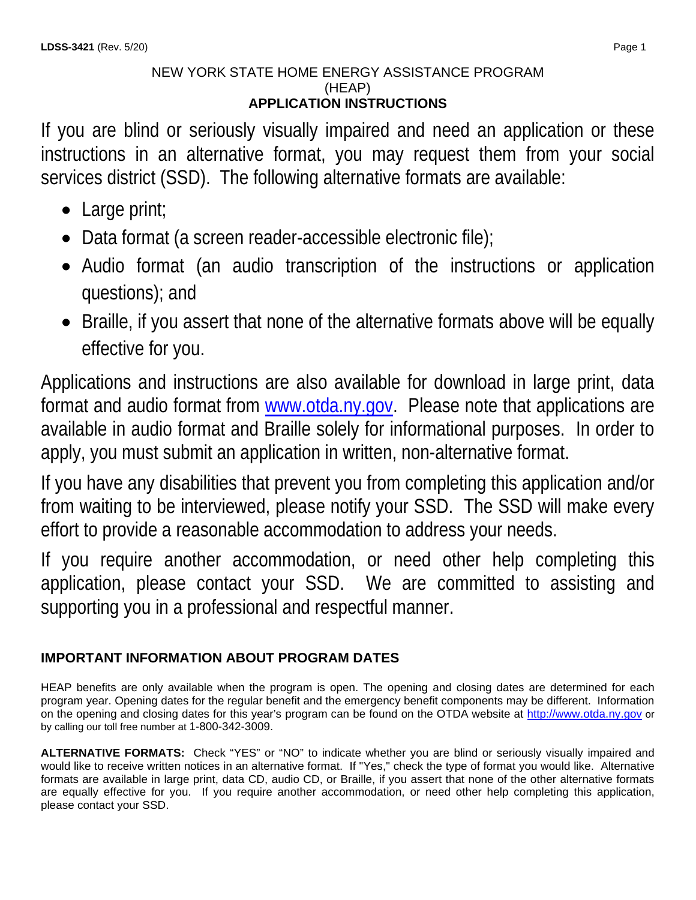# NEW YORK STATE HOME ENERGY ASSISTANCE PROGRAM (HEAP)

## APPLICATION INSTRUCTIONS

If you are blind or seriously visually impaired and need an application or these instructions in an alternative format, you may request them from your social services district (SSD). The following alternative formats are available:

- Large print;
- Data format (a screen reader-accessible electronic file);
- Audio format (an audio transcription of the instructions or application questions); and
- Braille, if you assert that none of the alternative formats above will be equally effective for you.

Applications and instructions are also available for download in large print, data format and audio format from www.otda.ny.gov. Please note that applications are available in audio format and Braille solely for informational purposes. In order to apply, you must submit an application in written, non-alternative format.

If you have any disabilities that prevent you from completing this application and/or from waiting to be interviewed, please notify your SSD. The SSD will make every effort to provide a reasonable accommodation to address your needs.

If you require another accommodation, or need other help completing this application, please contact your SSD. We are committed to assisting and supporting you in a professional and respectful manner.

### IMPORTANT INFORMATION ABOUT PROGRAM DATES

HEAP benefits are only available when the program is open. The opening and closing dates are determined for each program year. Opening dates for the regular benefit and the emergency benefit components may be different. Information on the opening and closing dates for this year's program can be found on the OTDA website at http://www.otda.ny.gov or by calling our toll free number at 1-800-342-3009.

**ALTERNATIVE FORMATS:** Check "YES" or "NO" to indicate whether you are blind or seriously visually impaired and would like to receive written notices in an alternative format. If "Yes," check the type of format you would like. Alternative formats are available in large print, data CD, audio CD, or Braille, if you assert that none of the other alternative formats are equally effective for you. If you require another accommodation, or need other help completing this application, please contact your SSD.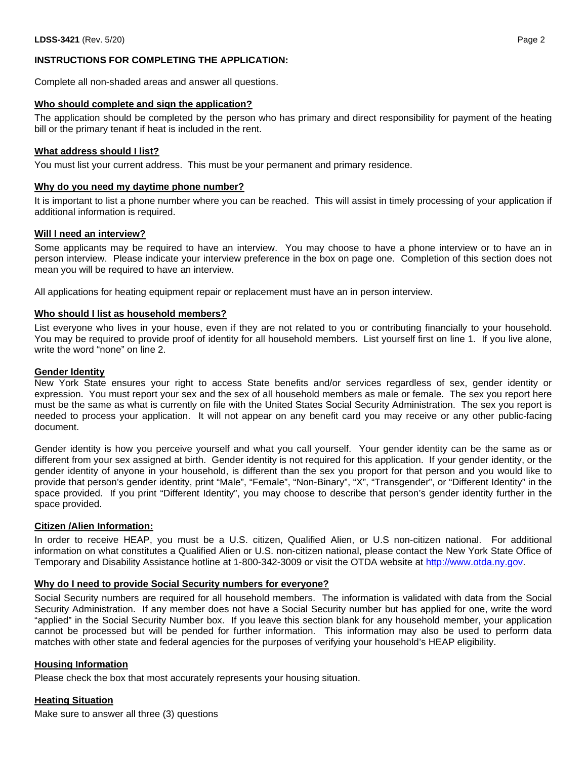## INSTRUCTIONS FOR COMPLETING THE APPLICATION:

Complete all non-shaded areas and answer all questions.

### Who should complete and sign the application?

The application should be completed by the person who has primary and direct responsibility for payment of the heating bill or the primary tenant if heat is included in the rent.

### What address should I list?

You must list your current address. This must be your permanent and primary residence.

### Why do you need my daytime phone number?

It is important to list a phone number where you can be reached. This will assist in timely processing of your application if additional information is required.

### Will I need an interview?

Some applicants may be required to have an interview. You may choose to have a phone interview or to have an in person interview. Please indicate your interview preference in the box on page one. Completion of this section does not mean you will be required to have an interview.

All applications for heating equipment repair or replacement must have an in person interview.

### Who should I list as household members?

List everyone who lives in your house, even if they are not related to you or contributing financially to your household. You may be required to provide proof of identity for all household members. List yourself first on line 1. If you live alone, write the word "none" on line 2.

### Gender Identity

New York State ensures your right to access State benefits and/or services regardless of sex, gender identity or expression. You must report your sex and the sex of all household members as male or female. The sex you report here must be the same as what is currently on file with the United States Social Security Administration. The sex you report is needed to process your application. It will not appear on any benefit card you may receive or any other public-facing document.

Gender identity is how you perceive yourself and what you call yourself. Your gender identity can be the same as or different from your sex assigned at birth. Gender identity is not required for this application. If your gender identity, or the gender identity of anyone in your household, is different than the sex you proport for that person and you would like to provide that person's gender identity, print "Male", "Female", "Non-Binary", "X", "Transgender", or "Different Identity" in the space provided. If you print "Different Identity", you may choose to describe that person's gender identity further in the space provided.

### Citizen /Alien Information:

In order to receive HEAP, you must be a U.S. citizen, Qualified Alien, or U.S non-citizen national. For additional information on what constitutes a Qualified Alien or U.S. non-citizen national, please contact the New York State Office of Temporary and Disability Assistance hotline at 1-800-342-3009 or visit the OTDA website at http://www.otda.ny.gov.

### Why do I need to provide Social Security numbers for everyone?

Social Security numbers are required for all household members. The information is validated with data from the Social Security Administration. If any member does not have a Social Security number but has applied for one, write the word "applied" in the Social Security Number box. If you leave this section blank for any household member, your application cannot be processed but will be pended for further information. This information may also be used to perform data matches with other state and federal agencies for the purposes of verifying your household's HEAP eligibility.

### Housing Information

Please check the box that most accurately represents your housing situation.

### Heating Situation

Make sure to answer all three (3) questions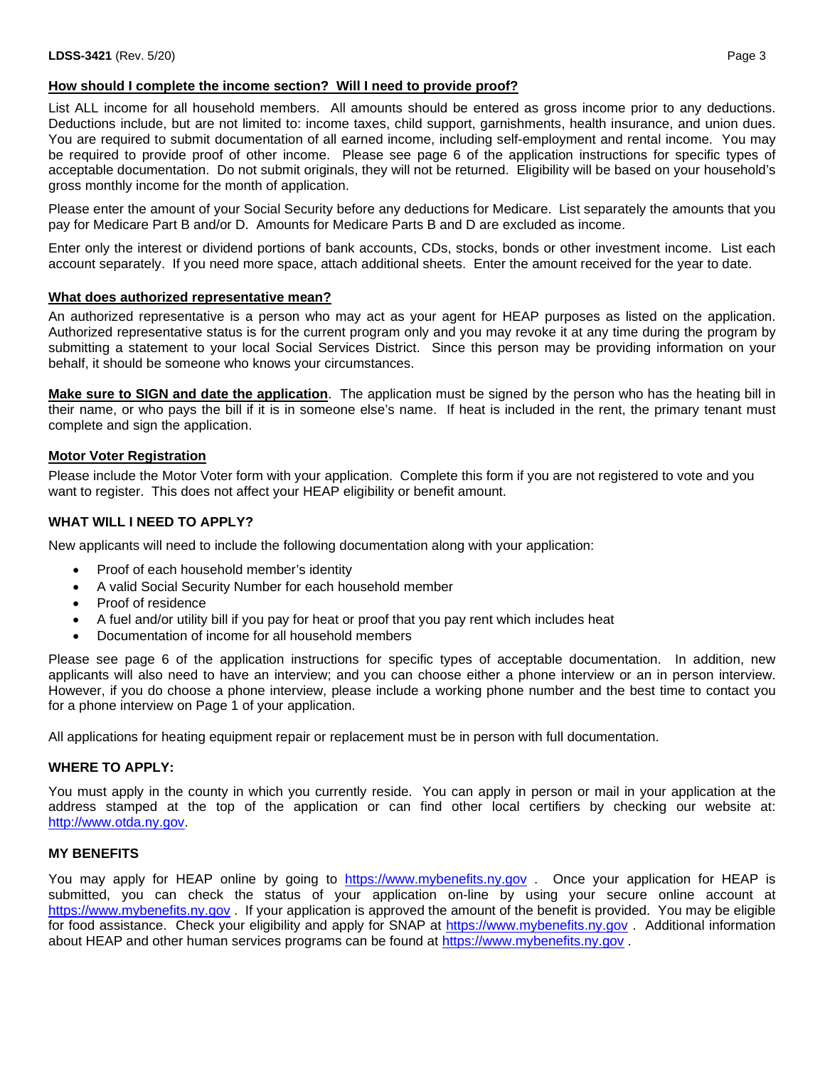### How should I complete the income section? Will I need to provide proof?

List ALL income for all household members. All amounts should be entered as gross income prior to any deductions. Deductions include, but are not limited to: income taxes, child support, garnishments, health insurance, and union dues. You are required to submit documentation of all earned income, including self-employment and rental income. You may be required to provide proof of other income. Please see page 6 of the application instructions for specific types of acceptable documentation. Do not submit originals, they will not be returned. Eligibility will be based on your household's gross monthly income for the month of application.

Please enter the amount of your Social Security before any deductions for Medicare. List separately the amounts that you pay for Medicare Part B and/or D. Amounts for Medicare Parts B and D are excluded as income.

Enter only the interest or dividend portions of bank accounts, CDs, stocks, bonds or other investment income. List each account separately. If you need more space, attach additional sheets. Enter the amount received for the year to date.

### What does authorized representative mean?

An authorized representative is a person who may act as your agent for HEAP purposes as listed on the application. Authorized representative status is for the current program only and you may revoke it at any time during the program by submitting a statement to your local Social Services District. Since this person may be providing information on your behalf, it should be someone who knows your circumstances.

**Make sure to SIGN and date the application**. The application must be signed by the person who has the heating bill in their name, or who pays the bill if it is in someone else's name. If heat is included in the rent, the primary tenant must complete and sign the application.

### Motor Voter Registration

Please include the Motor Voter form with your application. Complete this form if you are not registered to vote and you want to register. This does not affect your HEAP eligibility or benefit amount.

### WHAT WILL I NEED TO APPLY?

New applicants will need to include the following documentation along with your application:

- Proof of each household member's identity
- A valid Social Security Number for each household member
- Proof of residence
- A fuel and/or utility bill if you pay for heat or proof that you pay rent which includes heat
- Documentation of income for all household members

Please see page 6 of the application instructions for specific types of acceptable documentation. In addition, new applicants will also need to have an interview; and you can choose either a phone interview or an in person interview. However, if you do choose a phone interview, please include a working phone number and the best time to contact you for a phone interview on Page 1 of your application.

All applications for heating equipment repair or replacement must be in person with full documentation.

### WHERE TO APPLY:

You must apply in the county in which you currently reside. You can apply in person or mail in your application at the address stamped at the top of the application or can find other local certifiers by checking our website at: http://www.otda.ny.gov.

### MY BENEFITS

You may apply for HEAP online by going to https://www.mybenefits.ny.gov . Once your application for HEAP is submitted, you can check the status of your application on-line by using your secure online account at https://www.mybenefits.ny.gov . If your application is approved the amount of the benefit is provided. You may be eligible for food assistance. Check your eligibility and apply for SNAP at https://www.mybenefits.ny.gov . Additional information about HEAP and other human services programs can be found at https://www.mybenefits.ny.gov .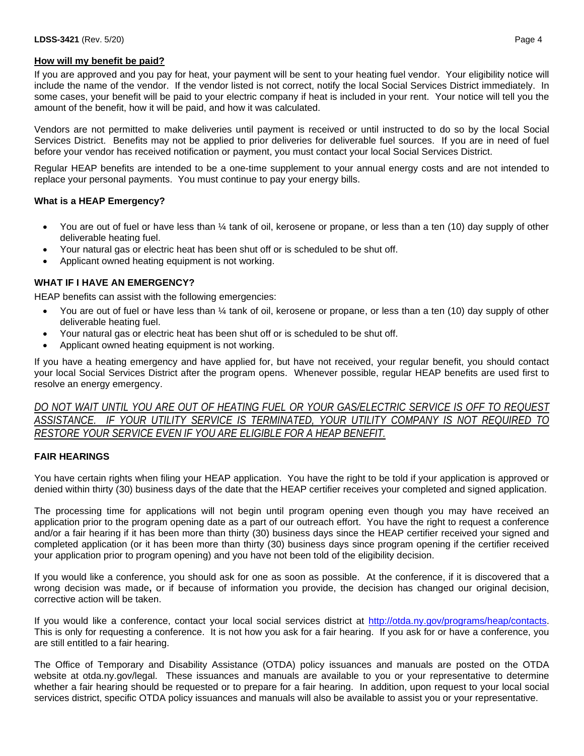**How will my benefit be paid?**

If you are approved and you pay for heat, your payment will be sent to your heating fuel vendor. Your eligibility notice will include the name of the vendor. If the vendor listed is not correct, notify the local Social Services District immediately. In some cases, your benefit will be paid to your electric company if heat is included in your rent. Your notice will tell you the amount of the benefit, how it will be paid, and how it was calculated.

Vendors are not permitted to make deliveries until payment is received or until instructed to do so by the local Social Services District. Benefits may not be applied to prior deliveries for deliverable fuel sources. If you are in need of fuel before your vendor has received notification or payment, you must contact your local Social Services District.

Regular HEAP benefits are intended to be a one-time supplement to your annual energy costs and are not intended to replace your personal payments. You must continue to pay your energy bills.

**What is a HEAP Emergency?**

- You are out of fuel or have less than ¼ tank of oil, kerosene or propane, or less than a ten (10) day supply of other deliverable heating fuel.
- Your natural gas or electric heat has been shut off or is scheduled to be shut off.
- Applicant owned heating equipment is not working.

**WHAT IF I HAVE AN EMERGENCY?**

HEAP benefits can assist with the following emergencies:

- You are out of fuel or have less than ¼ tank of oil, kerosene or propane, or less than a ten (10) day supply of other deliverable heating fuel.
- Your natural gas or electric heat has been shut off or is scheduled to be shut off.
- Applicant owned heating equipment is not working.

If you have a heating emergency and have applied for, but have not received, your regular benefit, you should contact your local Social Services District after the program opens. Whenever possible, regular HEAP benefits are used first to resolve an energy emergency.

*DO NOT WAIT UNTIL YOU ARE OUT OF HEATING FUEL OR YOUR GAS/ELECTRIC SERVICE IS OFF TO REQUEST ASSISTANCE. IF YOUR UTILITY SERVICE IS TERMINATED, YOUR UTILITY COMPANY IS NOT REQUIRED TO RESTORE YOUR SERVICE EVEN IF YOU ARE ELIGIBLE FOR A HEAP BENEFIT.*

**FAIR HEARINGS**

You have certain rights when filing your HEAP application. You have the right to be told if your application is approved or denied within thirty (30) business days of the date that the HEAP certifier receives your completed and signed application.

The processing time for applications will not begin until program opening even though you may have received an application prior to the program opening date as a part of our outreach effort. You have the right to request a conference and/or a fair hearing if it has been more than thirty (30) business days since the HEAP certifier received your signed and completed application (or it has been more than thirty (30) business days since program opening if the certifier received your application prior to program opening) and you have not been told of the eligibility decision.

If you would like a conference, you should ask for one as soon as possible. At the conference, if it is discovered that a wrong decision was made**,** or if because of information you provide, the decision has changed our original decision, corrective action will be taken.

If you would like a conference, contact your local social services district at http://otda.ny.gov/programs/heap/contacts. This is only for requesting a conference. It is not how you ask for a fair hearing. If you ask for or have a conference, you are still entitled to a fair hearing.

The Office of Temporary and Disability Assistance (OTDA) policy issuances and manuals are posted on the OTDA website at otda.ny.gov/legal. These issuances and manuals are available to you or your representative to determine whether a fair hearing should be requested or to prepare for a fair hearing. In addition, upon request to your local social services district, specific OTDA policy issuances and manuals will also be available to assist you or your representative.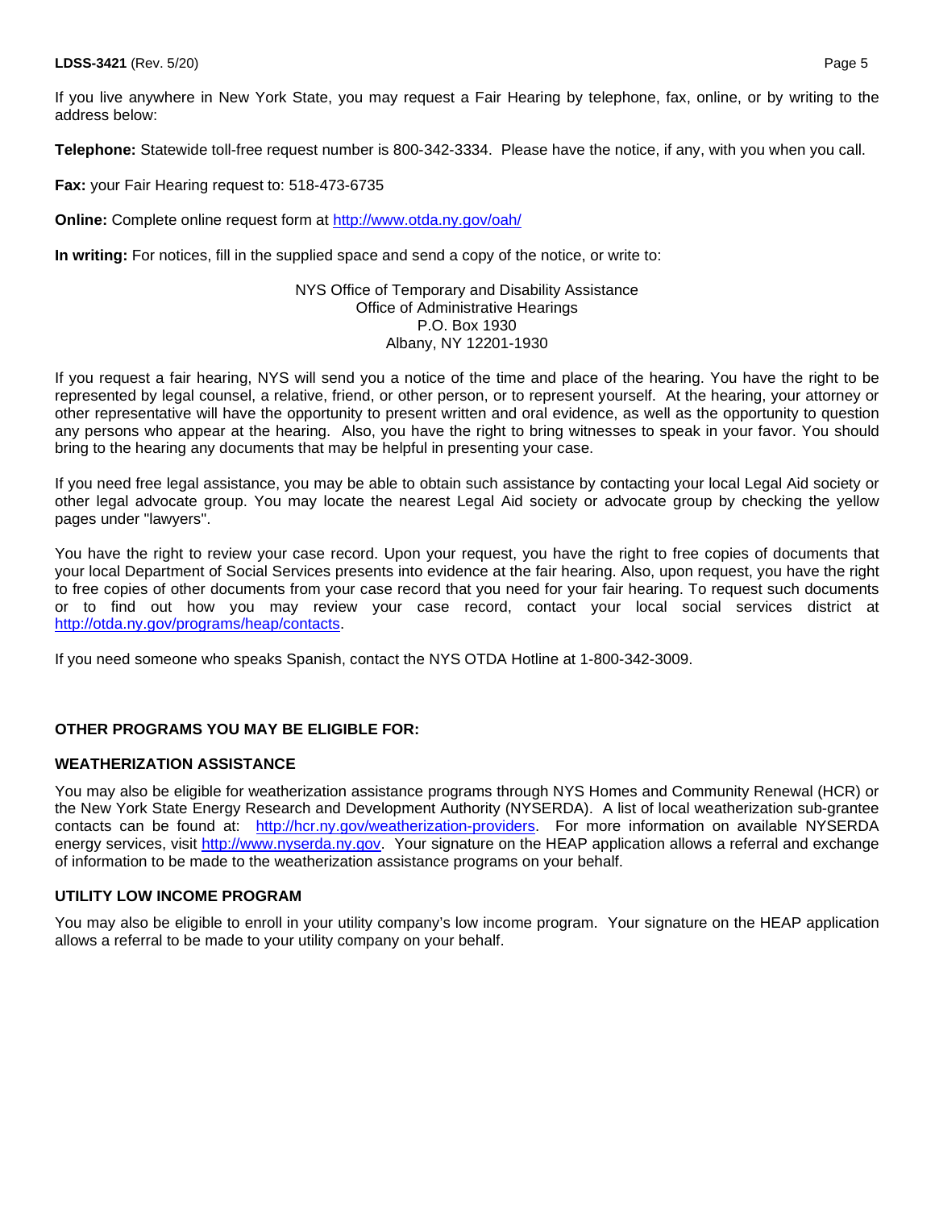If you live anywhere in New York State, you may request a Fair Hearing by telephone, fax, online, or by writing to the address below:

**Telephone:** Statewide toll-free request number is 800-342-3334. Please have the notice, if any, with you when you call.

**Fax:** your Fair Hearing request to: 518-473-6735

**Online:** Complete online request form at http://www.otda.ny.gov/oah/

**In writing:** For notices, fill in the supplied space and send a copy of the notice, or write to:

NYS Office of Temporary and Disability Assistance  
Office of Administrative Hearings  
P.O. Box 1930  
Albany, NY 12201-1930

If you request a fair hearing, NYS will send you a notice of the time and place of the hearing. You have the right to be represented by legal counsel, a relative, friend, or other person, or to represent yourself. At the hearing, your attorney or other representative will have the opportunity to present written and oral evidence, as well as the opportunity to question any persons who appear at the hearing. Also, you have the right to bring witnesses to speak in your favor. You should bring to the hearing any documents that may be helpful in presenting your case.

If you need free legal assistance, you may be able to obtain such assistance by contacting your local Legal Aid society or other legal advocate group. You may locate the nearest Legal Aid society or advocate group by checking the yellow pages under "lawyers".

You have the right to review your case record. Upon your request, you have the right to free copies of documents that your local Department of Social Services presents into evidence at the fair hearing. Also, upon request, you have the right to free copies of other documents from your case record that you need for your fair hearing. To request such documents or to find out how you may review your case record, contact your local social services district at http://otda.ny.gov/programs/heap/contacts.

If you need someone who speaks Spanish, contact the NYS OTDA Hotline at 1-800-342-3009.

## OTHER PROGRAMS YOU MAY BE ELIGIBLE FOR:

### WEATHERIZATION ASSISTANCE

You may also be eligible for weatherization assistance programs through NYS Homes and Community Renewal (HCR) or the New York State Energy Research and Development Authority (NYSERDA). A list of local weatherization sub-grantee contacts can be found at: http://hcr.ny.gov/weatherization-providers. For more information on available NYSERDA energy services, visit http://www.nyserda.ny.gov. Your signature on the HEAP application allows a referral and exchange of information to be made to the weatherization assistance programs on your behalf.

### UTILITY LOW INCOME PROGRAM

You may also be eligible to enroll in your utility company's low income program. Your signature on the HEAP application allows a referral to be made to your utility company on your behalf.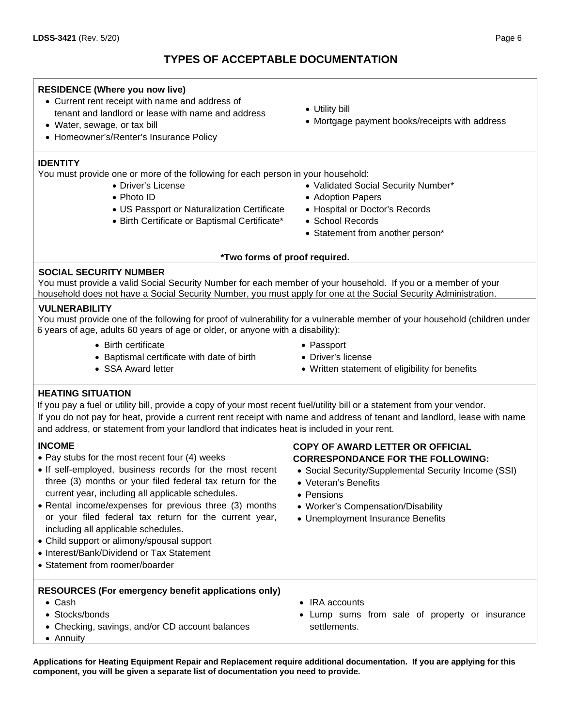# TYPES OF ACCEPTABLE DOCUMENTATION

### RESIDENCE (Where you now live)

- Current rent receipt with name and address of tenant and landlord or lease with name and address
- Water, sewage, or tax bill
- Homeowner's/Renter's Insurance Policy
- Utility bill
- Mortgage payment books/receipts with address

### IDENTITY

You must provide one or more of the following for each person in your household:

- Driver's License
- Photo ID
- US Passport or Naturalization Certificate
- Birth Certificate or Baptismal Certificate*
- Validated Social Security Number*
- Adoption Papers
- Hospital or Doctor's Records
- School Records
- Statement from another person*

**\*Two forms of proof required.**

### SOCIAL SECURITY NUMBER

You must provide a valid Social Security Number for each member of your household. If you or a member of your household does not have a Social Security Number, you must apply for one at the Social Security Administration.

### VULNERABILITY

You must provide one of the following for proof of vulnerability for a vulnerable member of your household (children under 6 years of age, adults 60 years of age or older, or anyone with a disability):

- Birth certificate
- Baptismal certificate with date of birth
- SSA Award letter
- Passport
- Driver's license
- Written statement of eligibility for benefits

### HEATING SITUATION

If you pay a fuel or utility bill, provide a copy of your most recent fuel/utility bill or a statement from your vendor. If you do not pay for heat, provide a current rent receipt with name and address of tenant and landlord, lease with name and address, or statement from your landlord that indicates heat is included in your rent.

### INCOME

- Pay stubs for the most recent four (4) weeks
- If self-employed, business records for the most recent three (3) months or your filed federal tax return for the current year, including all applicable schedules.
- Rental income/expenses for previous three (3) months or your filed federal tax return for the current year, including all applicable schedules.
- Child support or alimony/spousal support
- Interest/Bank/Dividend or Tax Statement
- Statement from roomer/boarder

### COPY OF AWARD LETTER OR OFFICIAL CORRESPONDANCE FOR THE FOLLOWING:

- Social Security/Supplemental Security Income (SSI)
- Veteran's Benefits
- Pensions
- Worker's Compensation/Disability
- Unemployment Insurance Benefits

### RESOURCES (For emergency benefit applications only)

- Cash
- Stocks/bonds
- Checking, savings, and/or CD account balances
- Annuity
- IRA accounts
- Lump sums from sale of property or insurance settlements.

**Applications for Heating Equipment Repair and Replacement require additional documentation. If you are applying for this component, you will be given a separate list of documentation you need to provide.**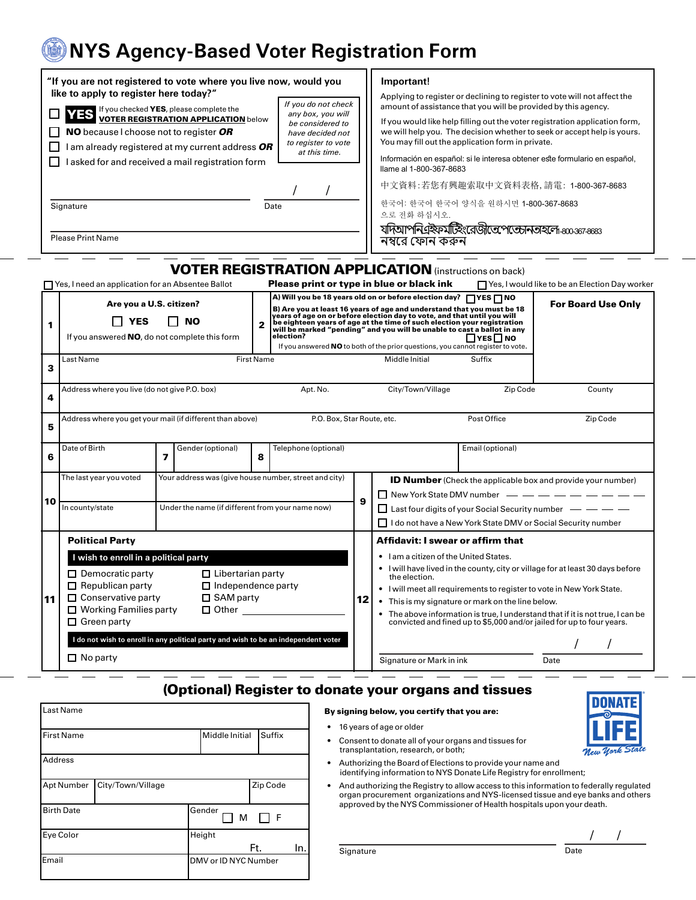# NYS Agency-Based Voter Registration Form

**"If you are not registered to vote where you live now, would you like to apply to register here today?"**

☐ **YES** If you checked **YES**, please complete the **VOTER REGISTRATION APPLICATION** below

☐ **NO** because I choose not to register ***OR***

☐ I am already registered at my current address ***OR***

☐ I asked for and received a mail registration form

*If you do not check any box, you will be considered to have decided not to register to vote at this time.*

Signature ____________________ Date ___ / ___ / ___

Please Print Name ____________________

**Important!**

Applying to register or declining to register to vote will not affect the amount of assistance that you will be provided by this agency.

If you would like help filling out the voter registration application form, we will help you. The decision whether to seek or accept help is yours. You may fill out the application form in private.

Información en español: si le interesa obtener este formulario en español, llame al 1-800-367-8683

中文資料:若您有興趣索取中文資料表格, 請電: 1-800-367-8683

한국어: 한국어 한국어 양식을 원하시면 1-800-367-8683으로 전화 하십시오.

যদিআপনিএইফর্মটিইংরেজীতেপেতেচানতাহলে1-800-367-8683 নম্বরে ফোন করুন

## VOTER REGISTRATION APPLICATION (instructions on back)

☐ Yes, I need an application for an Absentee Ballot

**Please print or type in blue or black ink**

☐ Yes, I would like to be an Election Day worker

**1** **Are you a U.S. citizen?** ☐ **YES** ☐ **NO**
If you answered **NO**, do not complete this form

**2** **A) Will you be 18 years old on or before election day?** ☐ **YES** ☐ **NO**
**B) Are you at least 16 years of age and understand that you must be 18 years of age on or before election day to vote, and that until you will be eighteen years of age at the time of such election your registration will be marked "pending" and you will be unable to cast a ballot in any election?** ☐ **YES** ☐ **NO**
If you answered **NO** to both of the prior questions, you cannot register to vote.

**For Board Use Only**

**3** Last Name | First Name | Middle Initial | Suffix

**4** Address where you live (do not give P.O. box) | Apt. No. | City/Town/Village | Zip Code | County

**5** Address where you get your mail (if different than above) | P.O. Box, Star Route, etc. | Post Office | Zip Code

**6** Date of Birth | **7** Gender (optional) | **8** Telephone (optional) | Email (optional)

**10** The last year you voted | Your address was (give house number, street and city) | In county/state | Under the name (if different from your name now)

**9** **ID Number** (Check the applicable box and provide your number)
☐ New York State DMV number _ _ _ _ _ _ _ _ _
☐ Last four digits of your Social Security number _ _ _ _
☐ I do not have a New York State DMV or Social Security number

**11** **Political Party**

**I wish to enroll in a political party**

☐ Democratic party
☐ Republican party
☐ Conservative party
☐ Working Families party
☐ Green party
☐ Libertarian party
☐ Independence party
☐ SAM party
☐ Other ____________

**I do not wish to enroll in any political party and wish to be an independent voter**

☐ No party

**12** **Affidavit: I swear or affirm that**

- I am a citizen of the United States.
- I will have lived in the county, city or village for at least 30 days before the election.
- I will meet all requirements to register to vote in New York State.
- This is my signature or mark on the line below.
- The above information is true, I understand that if it is not true, I can be convicted and fined up to $5,000 and/or jailed for up to four years.

Signature or Mark in ink ____________________ Date ___ / ___ / ___

## (Optional) Register to donate your organs and tissues

| Last Name | | |
|---|---|---|
| First Name | Middle Initial | Suffix |
| Address | | |
| Apt Number | City/Town/Village | Zip Code |
| Birth Date | Gender ☐ M ☐ F | |
| Eye Color | Height Ft. In. | |
| Email | DMV or ID NYC Number | |

DONATE LIFE New York State

**By signing below, you certify that you are:**

- 16 years of age or older
- Consent to donate all of your organs and tissues for transplantation, research, or both;
- Authorizing the Board of Elections to provide your name and identifying information to NYS Donate Life Registry for enrollment;
- And authorizing the Registry to allow access to this information to federally regulated organ procurement organizations and NYS-licensed tissue and eye banks and others approved by the NYS Commissioner of Health hospitals upon your death.

Signature ____________________ Date ___ / ___ / ___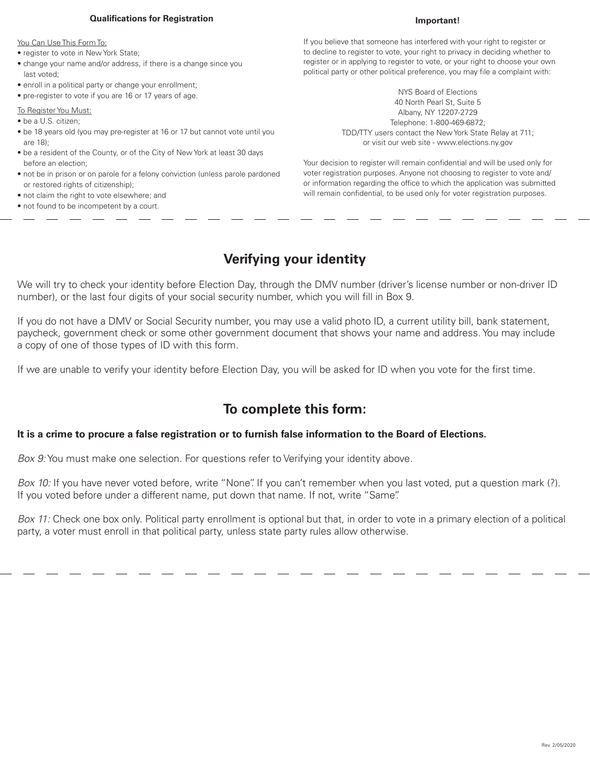**Qualifications for Registration**

You Can Use This Form To:

- register to vote in New York State;
- change your name and/or address, if there is a change since you last voted;
- enroll in a political party or change your enrollment;
- pre-register to vote if you are 16 or 17 years of age.

To Register You Must:

- be a U.S. citizen;
- be 18 years old (you may pre-register at 16 or 17 but cannot vote until you are 18);
- be a resident of the County, or of the City of New York at least 30 days before an election;
- not be in prison or on parole for a felony conviction (unless parole pardoned or restored rights of citizenship);
- not claim the right to vote elsewhere; and
- not found to be incompetent by a court.

**Important!**

If you believe that someone has interfered with your right to register or to decline to register to vote, your right to privacy in deciding whether to register or in applying to register to vote, or your right to choose your own political party or other political preference, you may file a complaint with:

NYS Board of Elections
40 North Pearl St, Suite 5
Albany, NY 12207-2729
Telephone: 1-800-469-6872;
TDD/TTY users contact the New York State Relay at 711;
or visit our web site - www.elections.ny.gov

Your decision to register will remain confidential and will be used only for voter registration purposes. Anyone not choosing to register to vote and/or information regarding the office to which the application was submitted will remain confidential, to be used only for voter registration purposes.

## Verifying your identity

We will try to check your identity before Election Day, through the DMV number (driver's license number or non-driver ID number), or the last four digits of your social security number, which you will fill in Box 9.

If you do not have a DMV or Social Security number, you may use a valid photo ID, a current utility bill, bank statement, paycheck, government check or some other government document that shows your name and address. You may include a copy of one of those types of ID with this form.

If we are unable to verify your identity before Election Day, you will be asked for ID when you vote for the first time.

## To complete this form:

**It is a crime to procure a false registration or to furnish false information to the Board of Elections.**

*Box 9:* You must make one selection. For questions refer to Verifying your identity above.

*Box 10:* If you have never voted before, write "None". If you can't remember when you last voted, put a question mark (?). If you voted before under a different name, put down that name. If not, write "Same".

*Box 11:* Check one box only. Political party enrollment is optional but that, in order to vote in a primary election of a political party, a voter must enroll in that political party, unless state party rules allow otherwise.

Rev. 2/05/2020